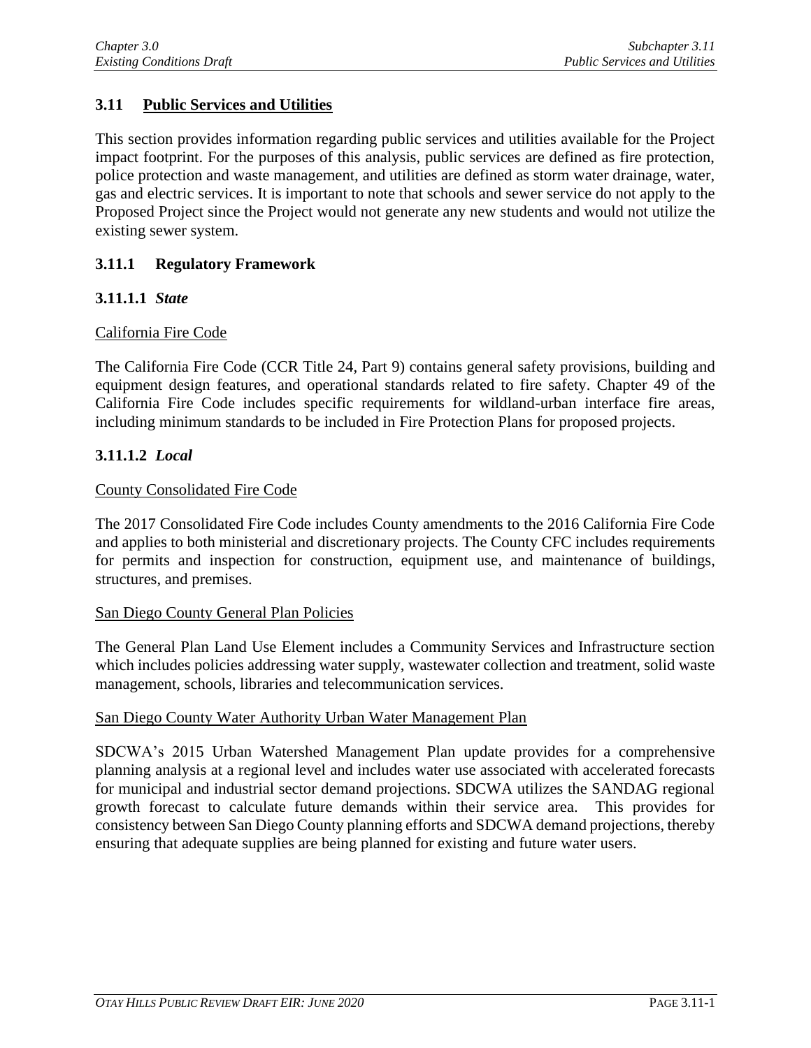## 3.11 Public Services and Utilities

This section provides information regarding public services and utilities available for the Project impact footprint. For the purposes of this analysis, public services are defined as fire protection, police protection and waste management, and utilities are defined as storm water drainage, water, gas and electric services. It is important to note that schools and sewer service do not apply to the Proposed Project since the Project would not generate any new students and would not utilize the existing sewer system.

### 3.11.1 Regulatory Framework

#### 3.11.1.1 *State*

California Fire Code

The California Fire Code (CCR Title 24, Part 9) contains general safety provisions, building and equipment design features, and operational standards related to fire safety. Chapter 49 of the California Fire Code includes specific requirements for wildland-urban interface fire areas, including minimum standards to be included in Fire Protection Plans for proposed projects.

#### 3.11.1.2 *Local*

County Consolidated Fire Code

The 2017 Consolidated Fire Code includes County amendments to the 2016 California Fire Code and applies to both ministerial and discretionary projects. The County CFC includes requirements for permits and inspection for construction, equipment use, and maintenance of buildings, structures, and premises.

San Diego County General Plan Policies

The General Plan Land Use Element includes a Community Services and Infrastructure section which includes policies addressing water supply, wastewater collection and treatment, solid waste management, schools, libraries and telecommunication services.

San Diego County Water Authority Urban Water Management Plan

SDCWA's 2015 Urban Watershed Management Plan update provides for a comprehensive planning analysis at a regional level and includes water use associated with accelerated forecasts for municipal and industrial sector demand projections. SDCWA utilizes the SANDAG regional growth forecast to calculate future demands within their service area. This provides for consistency between San Diego County planning efforts and SDCWA demand projections, thereby ensuring that adequate supplies are being planned for existing and future water users.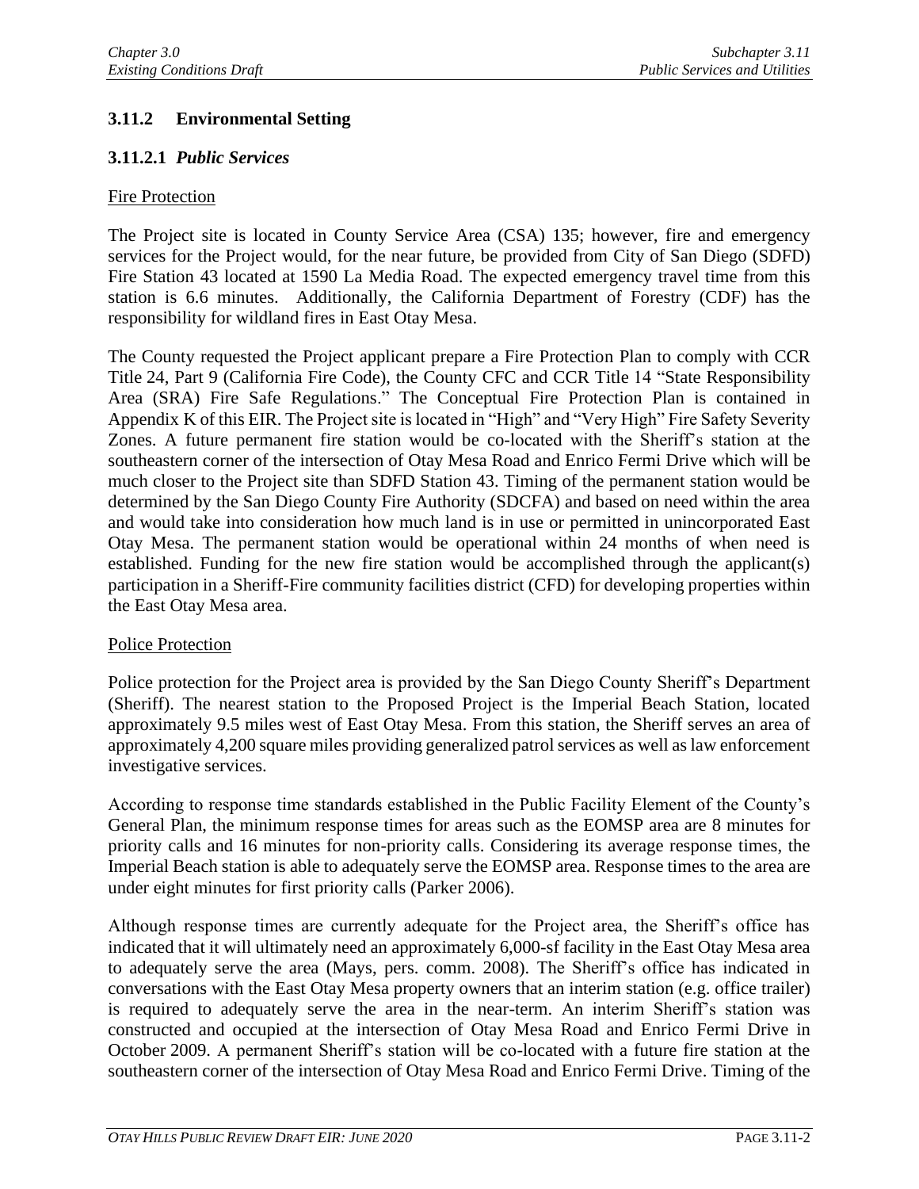### 3.11.2 Environmental Setting

#### 3.11.2.1 *Public Services*

Fire Protection

The Project site is located in County Service Area (CSA) 135; however, fire and emergency services for the Project would, for the near future, be provided from City of San Diego (SDFD) Fire Station 43 located at 1590 La Media Road. The expected emergency travel time from this station is 6.6 minutes. Additionally, the California Department of Forestry (CDF) has the responsibility for wildland fires in East Otay Mesa.

The County requested the Project applicant prepare a Fire Protection Plan to comply with CCR Title 24, Part 9 (California Fire Code), the County CFC and CCR Title 14 "State Responsibility Area (SRA) Fire Safe Regulations." The Conceptual Fire Protection Plan is contained in Appendix K of this EIR. The Project site is located in "High" and "Very High" Fire Safety Severity Zones. A future permanent fire station would be co-located with the Sheriff's station at the southeastern corner of the intersection of Otay Mesa Road and Enrico Fermi Drive which will be much closer to the Project site than SDFD Station 43. Timing of the permanent station would be determined by the San Diego County Fire Authority (SDCFA) and based on need within the area and would take into consideration how much land is in use or permitted in unincorporated East Otay Mesa. The permanent station would be operational within 24 months of when need is established. Funding for the new fire station would be accomplished through the applicant(s) participation in a Sheriff-Fire community facilities district (CFD) for developing properties within the East Otay Mesa area.

Police Protection

Police protection for the Project area is provided by the San Diego County Sheriff's Department (Sheriff). The nearest station to the Proposed Project is the Imperial Beach Station, located approximately 9.5 miles west of East Otay Mesa. From this station, the Sheriff serves an area of approximately 4,200 square miles providing generalized patrol services as well as law enforcement investigative services.

According to response time standards established in the Public Facility Element of the County's General Plan, the minimum response times for areas such as the EOMSP area are 8 minutes for priority calls and 16 minutes for non-priority calls. Considering its average response times, the Imperial Beach station is able to adequately serve the EOMSP area. Response times to the area are under eight minutes for first priority calls (Parker 2006).

Although response times are currently adequate for the Project area, the Sheriff's office has indicated that it will ultimately need an approximately 6,000-sf facility in the East Otay Mesa area to adequately serve the area (Mays, pers. comm. 2008). The Sheriff's office has indicated in conversations with the East Otay Mesa property owners that an interim station (e.g. office trailer) is required to adequately serve the area in the near-term. An interim Sheriff's station was constructed and occupied at the intersection of Otay Mesa Road and Enrico Fermi Drive in October 2009. A permanent Sheriff's station will be co-located with a future fire station at the southeastern corner of the intersection of Otay Mesa Road and Enrico Fermi Drive. Timing of the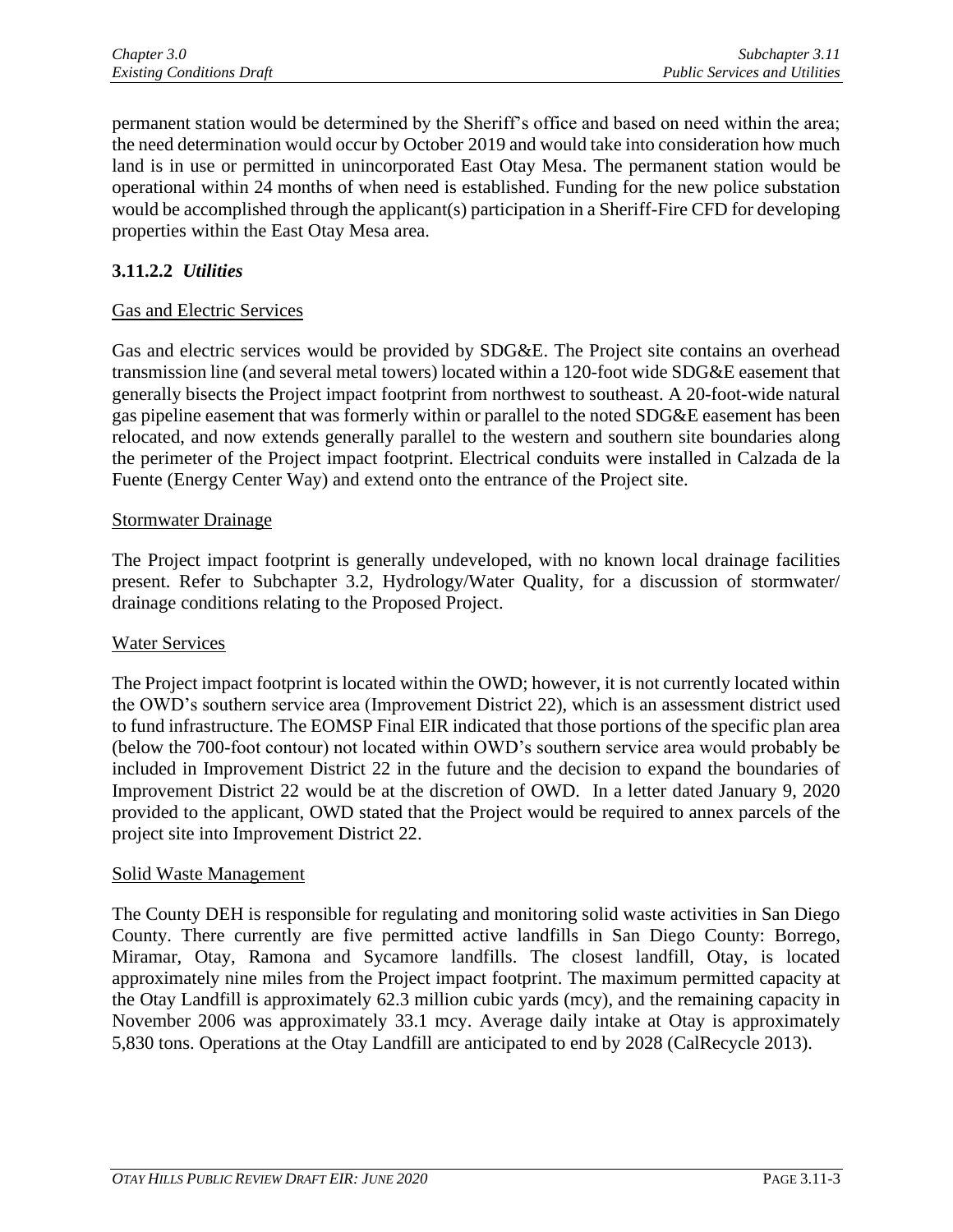permanent station would be determined by the Sheriff's office and based on need within the area; the need determination would occur by October 2019 and would take into consideration how much land is in use or permitted in unincorporated East Otay Mesa. The permanent station would be operational within 24 months of when need is established. Funding for the new police substation would be accomplished through the applicant(s) participation in a Sheriff-Fire CFD for developing properties within the East Otay Mesa area.

### 3.11.2.2 *Utilities*

Gas and Electric Services

Gas and electric services would be provided by SDG&E. The Project site contains an overhead transmission line (and several metal towers) located within a 120-foot wide SDG&E easement that generally bisects the Project impact footprint from northwest to southeast. A 20-foot-wide natural gas pipeline easement that was formerly within or parallel to the noted SDG&E easement has been relocated, and now extends generally parallel to the western and southern site boundaries along the perimeter of the Project impact footprint. Electrical conduits were installed in Calzada de la Fuente (Energy Center Way) and extend onto the entrance of the Project site.

Stormwater Drainage

The Project impact footprint is generally undeveloped, with no known local drainage facilities present. Refer to Subchapter 3.2, Hydrology/Water Quality, for a discussion of stormwater/ drainage conditions relating to the Proposed Project.

Water Services

The Project impact footprint is located within the OWD; however, it is not currently located within the OWD's southern service area (Improvement District 22), which is an assessment district used to fund infrastructure. The EOMSP Final EIR indicated that those portions of the specific plan area (below the 700-foot contour) not located within OWD's southern service area would probably be included in Improvement District 22 in the future and the decision to expand the boundaries of Improvement District 22 would be at the discretion of OWD. In a letter dated January 9, 2020 provided to the applicant, OWD stated that the Project would be required to annex parcels of the project site into Improvement District 22.

Solid Waste Management

The County DEH is responsible for regulating and monitoring solid waste activities in San Diego County. There currently are five permitted active landfills in San Diego County: Borrego, Miramar, Otay, Ramona and Sycamore landfills. The closest landfill, Otay, is located approximately nine miles from the Project impact footprint. The maximum permitted capacity at the Otay Landfill is approximately 62.3 million cubic yards (mcy), and the remaining capacity in November 2006 was approximately 33.1 mcy. Average daily intake at Otay is approximately 5,830 tons. Operations at the Otay Landfill are anticipated to end by 2028 (CalRecycle 2013).